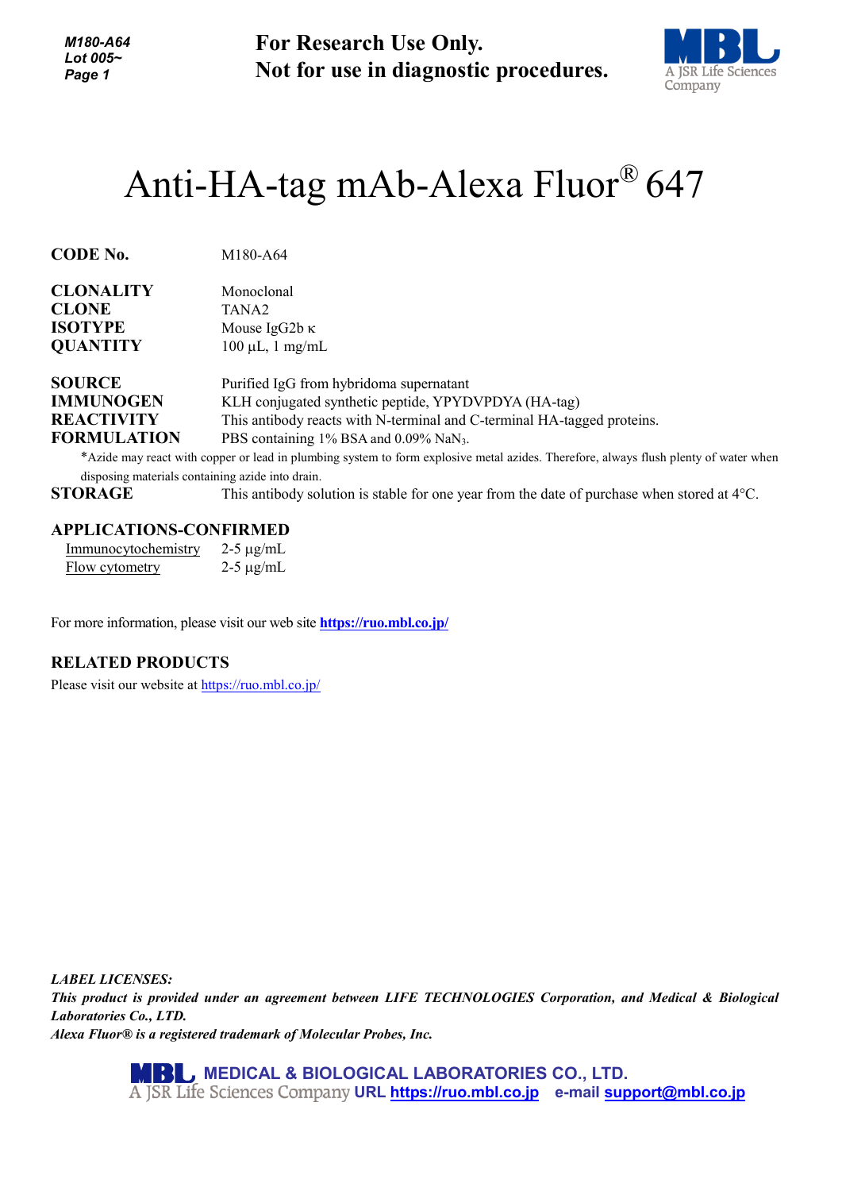**For Research Use Only.**
**Not for use in diagnostic procedures.**

# Anti-HA-tag mAb-Alexa Fluor® 647

**CODE No.** M180-A64

**CLONALITY** Monoclonal
**CLONE** TANA2
**ISOTYPE** Mouse IgG2b κ
**QUANTITY** 100 µL, 1 mg/mL

**SOURCE** Purified IgG from hybridoma supernatant
**IMMUNOGEN** KLH conjugated synthetic peptide, YPYDVPDYA (HA-tag)
**REACTIVITY** This antibody reacts with N-terminal and C-terminal HA-tagged proteins.
**FORMULATION** PBS containing 1% BSA and 0.09% $NaN_3$.

*Azide may react with copper or lead in plumbing system to form explosive metal azides. Therefore, always flush plenty of water when disposing materials containing azide into drain.

**STORAGE** This antibody solution is stable for one year from the date of purchase when stored at 4°C.

## APPLICATIONS-CONFIRMED

| Application | Concentration |
|---|---|
| Immunocytochemistry | 2-5 µg/mL |
| Flow cytometry | 2-5 µg/mL |

For more information, please visit our web site **https://ruo.mbl.co.jp/**

## RELATED PRODUCTS

Please visit our website at https://ruo.mbl.co.jp/

***LABEL LICENSES:***
***This product is provided under an agreement between LIFE TECHNOLOGIES Corporation, and Medical & Biological Laboratories Co., LTD.***
***Alexa Fluor® is a registered trademark of Molecular Probes, Inc.***

**MEDICAL & BIOLOGICAL LABORATORIES CO., LTD.**
A JSR Life Sciences Company **URL https://ruo.mbl.co.jp** **e-mail support@mbl.co.jp**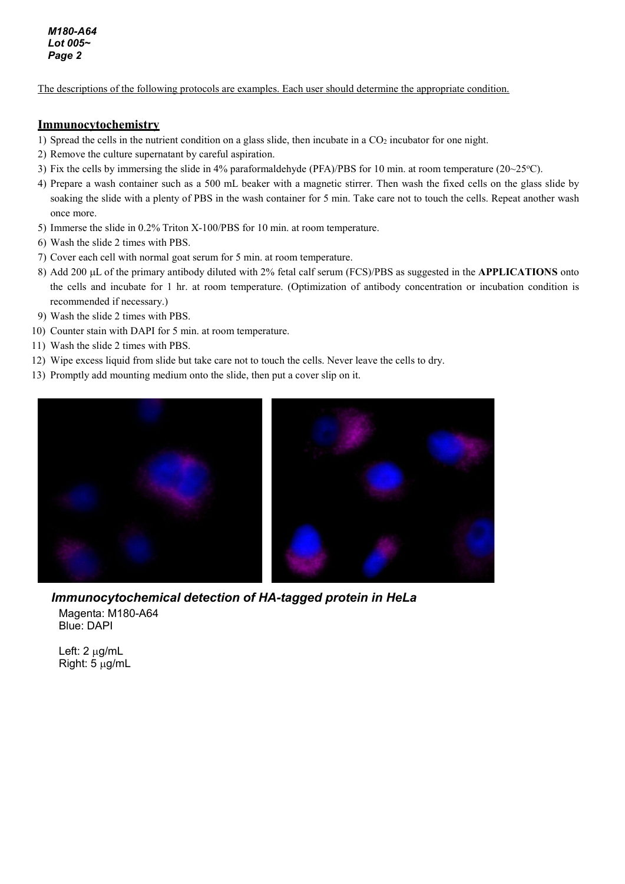The descriptions of the following protocols are examples. Each user should determine the appropriate condition.

## Immunocytochemistry

1) Spread the cells in the nutrient condition on a glass slide, then incubate in a $CO_2$ incubator for one night.
2) Remove the culture supernatant by careful aspiration.
3) Fix the cells by immersing the slide in 4% paraformaldehyde (PFA)/PBS for 10 min. at room temperature (20~25°C).
4) Prepare a wash container such as a 500 mL beaker with a magnetic stirrer. Then wash the fixed cells on the glass slide by soaking the slide with a plenty of PBS in the wash container for 5 min. Take care not to touch the cells. Repeat another wash once more.
5) Immerse the slide in 0.2% Triton X-100/PBS for 10 min. at room temperature.
6) Wash the slide 2 times with PBS.
7) Cover each cell with normal goat serum for 5 min. at room temperature.
8) Add 200 μL of the primary antibody diluted with 2% fetal calf serum (FCS)/PBS as suggested in the **APPLICATIONS** onto the cells and incubate for 1 hr. at room temperature. (Optimization of antibody concentration or incubation condition is recommended if necessary.)
9) Wash the slide 2 times with PBS.
10) Counter stain with DAPI for 5 min. at room temperature.
11) Wash the slide 2 times with PBS.
12) Wipe excess liquid from slide but take care not to touch the cells. Never leave the cells to dry.
13) Promptly add mounting medium onto the slide, then put a cover slip on it.

***Immunocytochemical detection of HA-tagged protein in HeLa***

Magenta: M180-A64
Blue: DAPI

Left: 2 μg/mL
Right: 5 μg/mL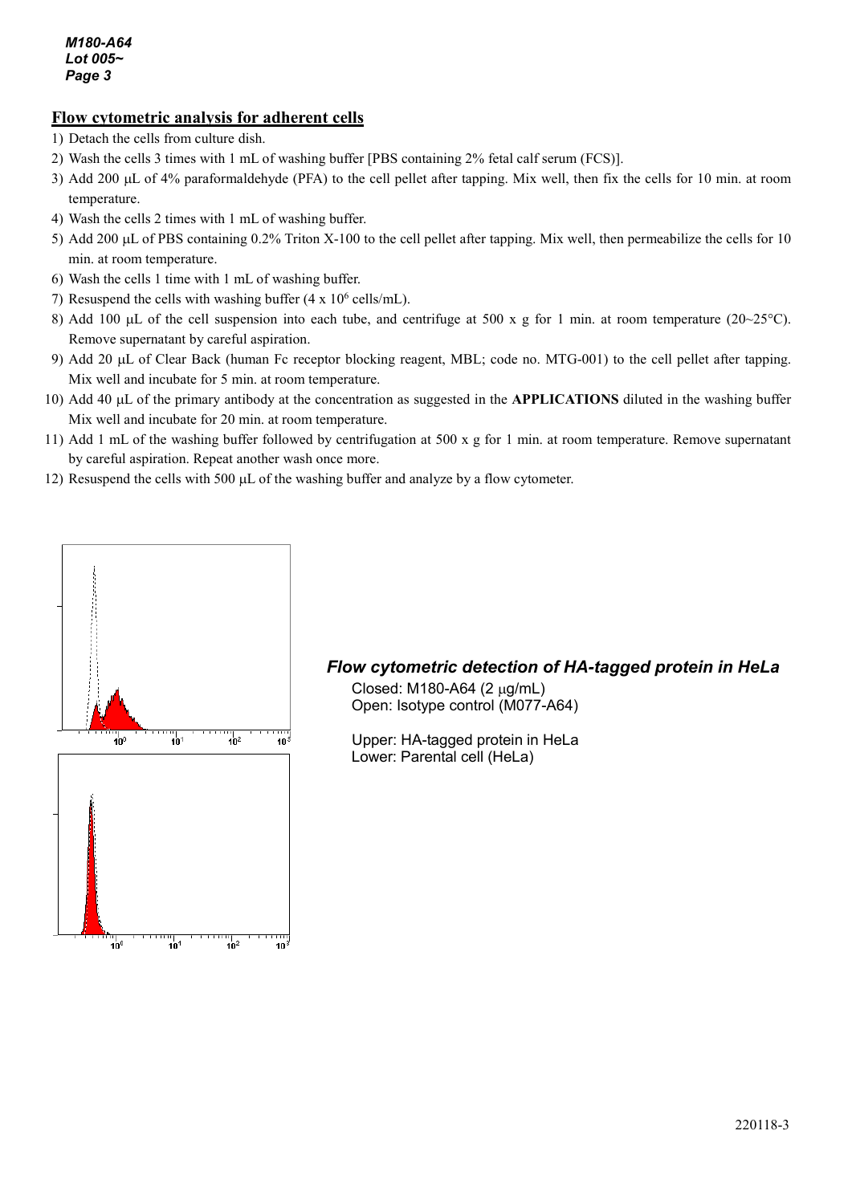## Flow cytometric analysis for adherent cells

1) Detach the cells from culture dish.
2) Wash the cells 3 times with 1 mL of washing buffer [PBS containing 2% fetal calf serum (FCS)].
3) Add 200 μL of 4% paraformaldehyde (PFA) to the cell pellet after tapping. Mix well, then fix the cells for 10 min. at room temperature.
4) Wash the cells 2 times with 1 mL of washing buffer.
5) Add 200 μL of PBS containing 0.2% Triton X-100 to the cell pellet after tapping. Mix well, then permeabilize the cells for 10 min. at room temperature.
6) Wash the cells 1 time with 1 mL of washing buffer.
7) Resuspend the cells with washing buffer ($4 \times 10^6$ cells/mL).
8) Add 100 μL of the cell suspension into each tube, and centrifuge at 500 x g for 1 min. at room temperature (20~25°C). Remove supernatant by careful aspiration.
9) Add 20 μL of Clear Back (human Fc receptor blocking reagent, MBL; code no. MTG-001) to the cell pellet after tapping. Mix well and incubate for 5 min. at room temperature.
10) Add 40 μL of the primary antibody at the concentration as suggested in the **APPLICATIONS** diluted in the washing buffer Mix well and incubate for 20 min. at room temperature.
11) Add 1 mL of the washing buffer followed by centrifugation at 500 x g for 1 min. at room temperature. Remove supernatant by careful aspiration. Repeat another wash once more.
12) Resuspend the cells with 500 μL of the washing buffer and analyze by a flow cytometer.

$10^0$ $10^1$ $10^2$ $10^3$

$10^0$ $10^1$ $10^2$ $10^3$

***Flow cytometric detection of HA-tagged protein in HeLa***

Closed: M180-A64 (2 μg/mL)
Open: Isotype control (M077-A64)

Upper: HA-tagged protein in HeLa
Lower: Parental cell (HeLa)